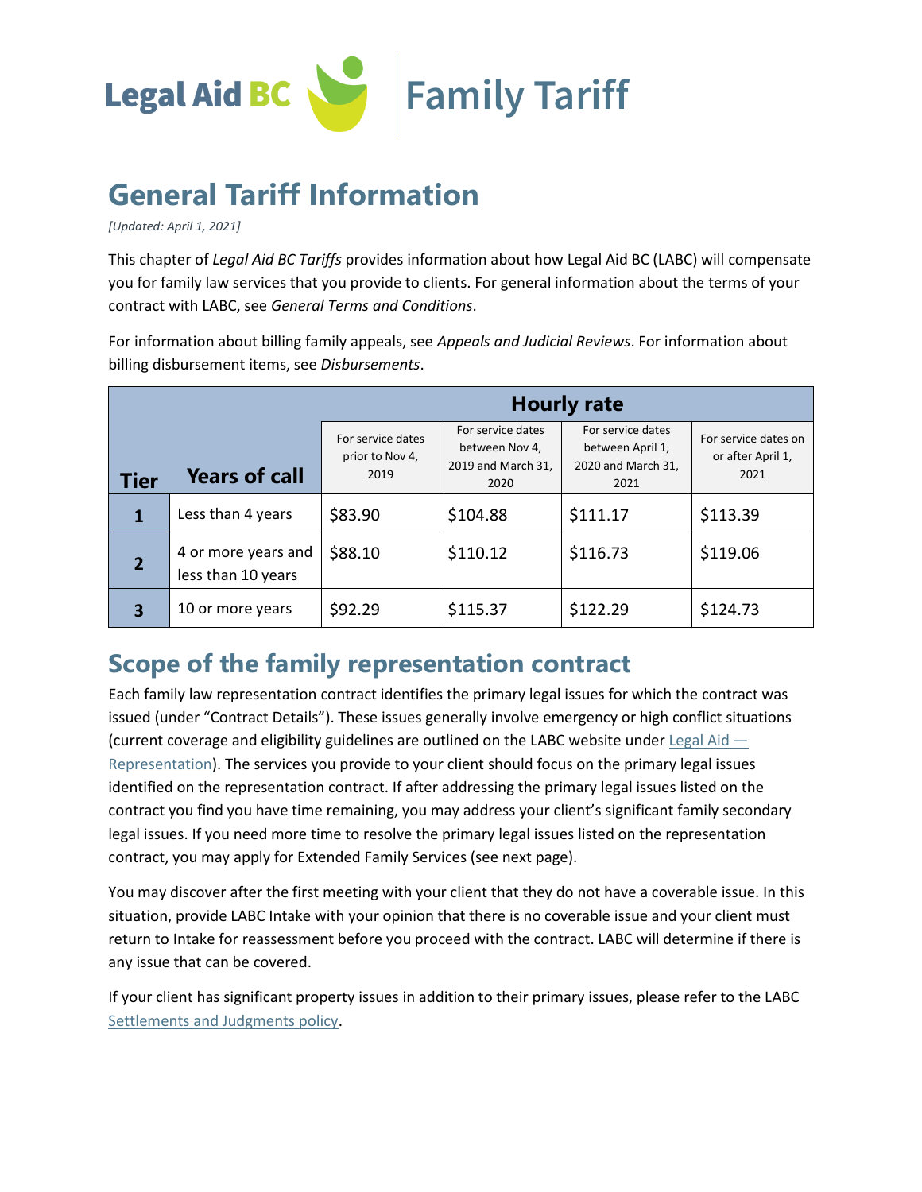# Legal Aid BC Family Tariff

# General Tariff Information

*[Updated: April 1, 2021]*

This chapter of *Legal Aid BC Tariffs* provides information about how Legal Aid BC (LABC) will compensate you for family law services that you provide to clients. For general information about the terms of your contract with LABC, see *General Terms and Conditions*.

For information about billing family appeals, see *Appeals and Judicial Reviews*. For information about billing disbursement items, see *Disbursements*.

| Tier | Years of call | Hourly rate | | | |
|---|---|---|---|---|---|
| | | For service dates prior to Nov 4, 2019 | For service dates between Nov 4, 2019 and March 31, 2020 | For service dates between April 1, 2020 and March 31, 2021 | For service dates on or after April 1, 2021 |
| **1** | Less than 4 years | $83.90 | $104.88 | $111.17 | $113.39 |
| **2** | 4 or more years and less than 10 years | $88.10 | $110.12 | $116.73 | $119.06 |
| **3** | 10 or more years | $92.29 | $115.37 | $122.29 | $124.73 |

## Scope of the family representation contract

Each family law representation contract identifies the primary legal issues for which the contract was issued (under "Contract Details"). These issues generally involve emergency or high conflict situations (current coverage and eligibility guidelines are outlined on the LABC website under Legal Aid — Representation). The services you provide to your client should focus on the primary legal issues identified on the representation contract. If after addressing the primary legal issues listed on the contract you find you have time remaining, you may address your client's significant family secondary legal issues. If you need more time to resolve the primary legal issues listed on the representation contract, you may apply for Extended Family Services (see next page).

You may discover after the first meeting with your client that they do not have a coverable issue. In this situation, provide LABC Intake with your opinion that there is no coverable issue and your client must return to Intake for reassessment before you proceed with the contract. LABC will determine if there is any issue that can be covered.

If your client has significant property issues in addition to their primary issues, please refer to the LABC Settlements and Judgments policy.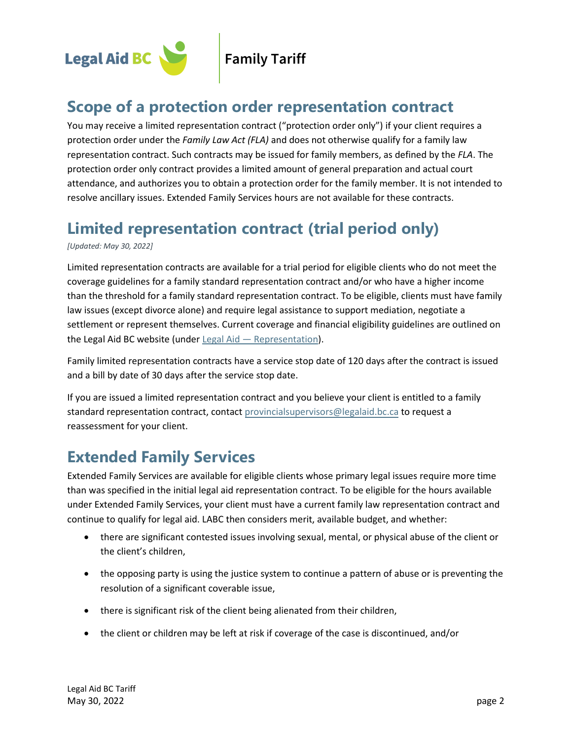## Scope of a protection order representation contract

You may receive a limited representation contract ("protection order only") if your client requires a protection order under the *Family Law Act (FLA)* and does not otherwise qualify for a family law representation contract. Such contracts may be issued for family members, as defined by the *FLA*. The protection order only contract provides a limited amount of general preparation and actual court attendance, and authorizes you to obtain a protection order for the family member. It is not intended to resolve ancillary issues. Extended Family Services hours are not available for these contracts.

## Limited representation contract (trial period only)

*[Updated: May 30, 2022]*

Limited representation contracts are available for a trial period for eligible clients who do not meet the coverage guidelines for a family standard representation contract and/or who have a higher income than the threshold for a family standard representation contract. To be eligible, clients must have family law issues (except divorce alone) and require legal assistance to support mediation, negotiate a settlement or represent themselves. Current coverage and financial eligibility guidelines are outlined on the Legal Aid BC website (under Legal Aid — Representation).

Family limited representation contracts have a service stop date of 120 days after the contract is issued and a bill by date of 30 days after the service stop date.

If you are issued a limited representation contract and you believe your client is entitled to a family standard representation contract, contact provincialsupervisors@legalaid.bc.ca to request a reassessment for your client.

## Extended Family Services

Extended Family Services are available for eligible clients whose primary legal issues require more time than was specified in the initial legal aid representation contract. To be eligible for the hours available under Extended Family Services, your client must have a current family law representation contract and continue to qualify for legal aid. LABC then considers merit, available budget, and whether:

- there are significant contested issues involving sexual, mental, or physical abuse of the client or the client's children,
- the opposing party is using the justice system to continue a pattern of abuse or is preventing the resolution of a significant coverable issue,
- there is significant risk of the client being alienated from their children,
- the client or children may be left at risk if coverage of the case is discontinued, and/or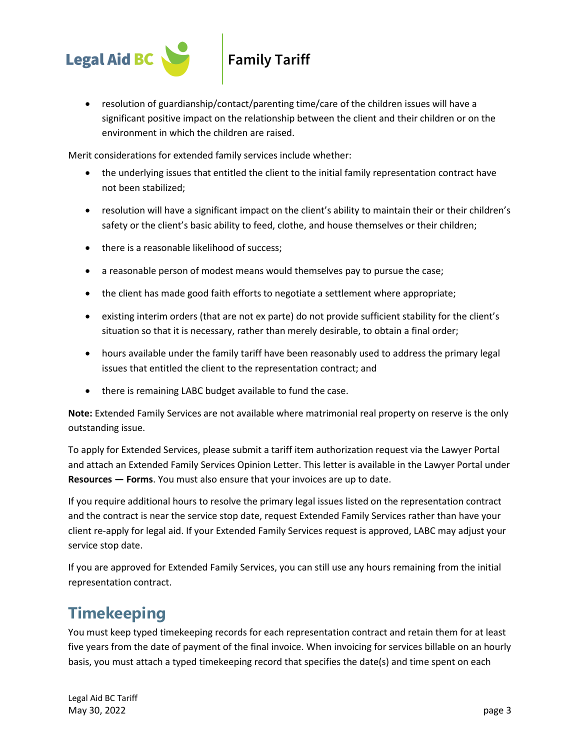- resolution of guardianship/contact/parenting time/care of the children issues will have a significant positive impact on the relationship between the client and their children or on the environment in which the children are raised.

Merit considerations for extended family services include whether:

- the underlying issues that entitled the client to the initial family representation contract have not been stabilized;
- resolution will have a significant impact on the client's ability to maintain their or their children's safety or the client's basic ability to feed, clothe, and house themselves or their children;
- there is a reasonable likelihood of success;
- a reasonable person of modest means would themselves pay to pursue the case;
- the client has made good faith efforts to negotiate a settlement where appropriate;
- existing interim orders (that are not ex parte) do not provide sufficient stability for the client's situation so that it is necessary, rather than merely desirable, to obtain a final order;
- hours available under the family tariff have been reasonably used to address the primary legal issues that entitled the client to the representation contract; and
- there is remaining LABC budget available to fund the case.

**Note:** Extended Family Services are not available where matrimonial real property on reserve is the only outstanding issue.

To apply for Extended Services, please submit a tariff item authorization request via the Lawyer Portal and attach an Extended Family Services Opinion Letter. This letter is available in the Lawyer Portal under **Resources — Forms**. You must also ensure that your invoices are up to date.

If you require additional hours to resolve the primary legal issues listed on the representation contract and the contract is near the service stop date, request Extended Family Services rather than have your client re-apply for legal aid. If your Extended Family Services request is approved, LABC may adjust your service stop date.

If you are approved for Extended Family Services, you can still use any hours remaining from the initial representation contract.

## Timekeeping

You must keep typed timekeeping records for each representation contract and retain them for at least five years from the date of payment of the final invoice. When invoicing for services billable on an hourly basis, you must attach a typed timekeeping record that specifies the date(s) and time spent on each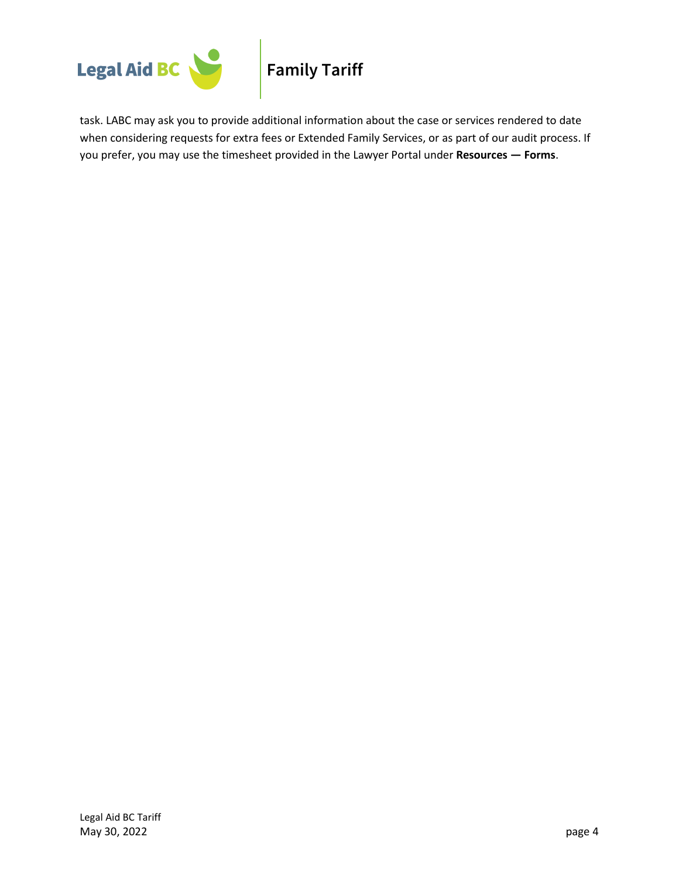task. LABC may ask you to provide additional information about the case or services rendered to date when considering requests for extra fees or Extended Family Services, or as part of our audit process. If you prefer, you may use the timesheet provided in the Lawyer Portal under **Resources — Forms**.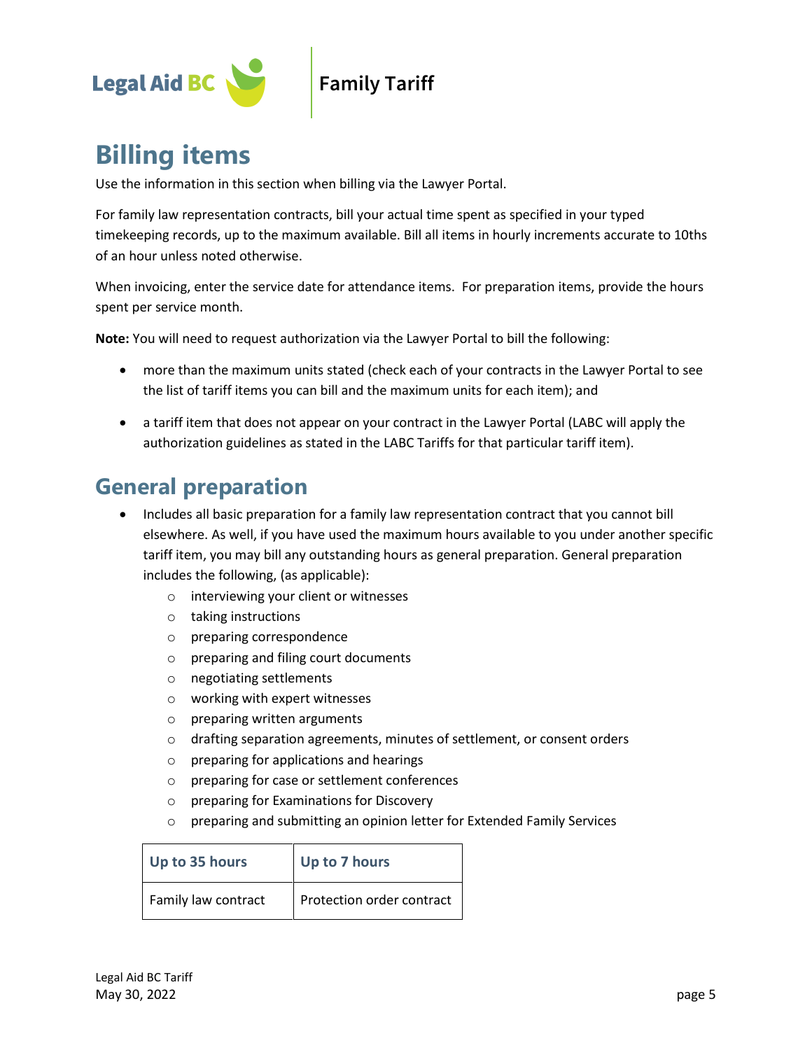# Billing items

Use the information in this section when billing via the Lawyer Portal.

For family law representation contracts, bill your actual time spent as specified in your typed timekeeping records, up to the maximum available. Bill all items in hourly increments accurate to 10ths of an hour unless noted otherwise.

When invoicing, enter the service date for attendance items. For preparation items, provide the hours spent per service month.

**Note:** You will need to request authorization via the Lawyer Portal to bill the following:

- more than the maximum units stated (check each of your contracts in the Lawyer Portal to see the list of tariff items you can bill and the maximum units for each item); and
- a tariff item that does not appear on your contract in the Lawyer Portal (LABC will apply the authorization guidelines as stated in the LABC Tariffs for that particular tariff item).

## General preparation

- Includes all basic preparation for a family law representation contract that you cannot bill elsewhere. As well, if you have used the maximum hours available to you under another specific tariff item, you may bill any outstanding hours as general preparation. General preparation includes the following, (as applicable):
  - interviewing your client or witnesses
  - taking instructions
  - preparing correspondence
  - preparing and filing court documents
  - negotiating settlements
  - working with expert witnesses
  - preparing written arguments
  - drafting separation agreements, minutes of settlement, or consent orders
  - preparing for applications and hearings
  - preparing for case or settlement conferences
  - preparing for Examinations for Discovery
  - preparing and submitting an opinion letter for Extended Family Services

| Up to 35 hours | Up to 7 hours |
|---|---|
| Family law contract | Protection order contract |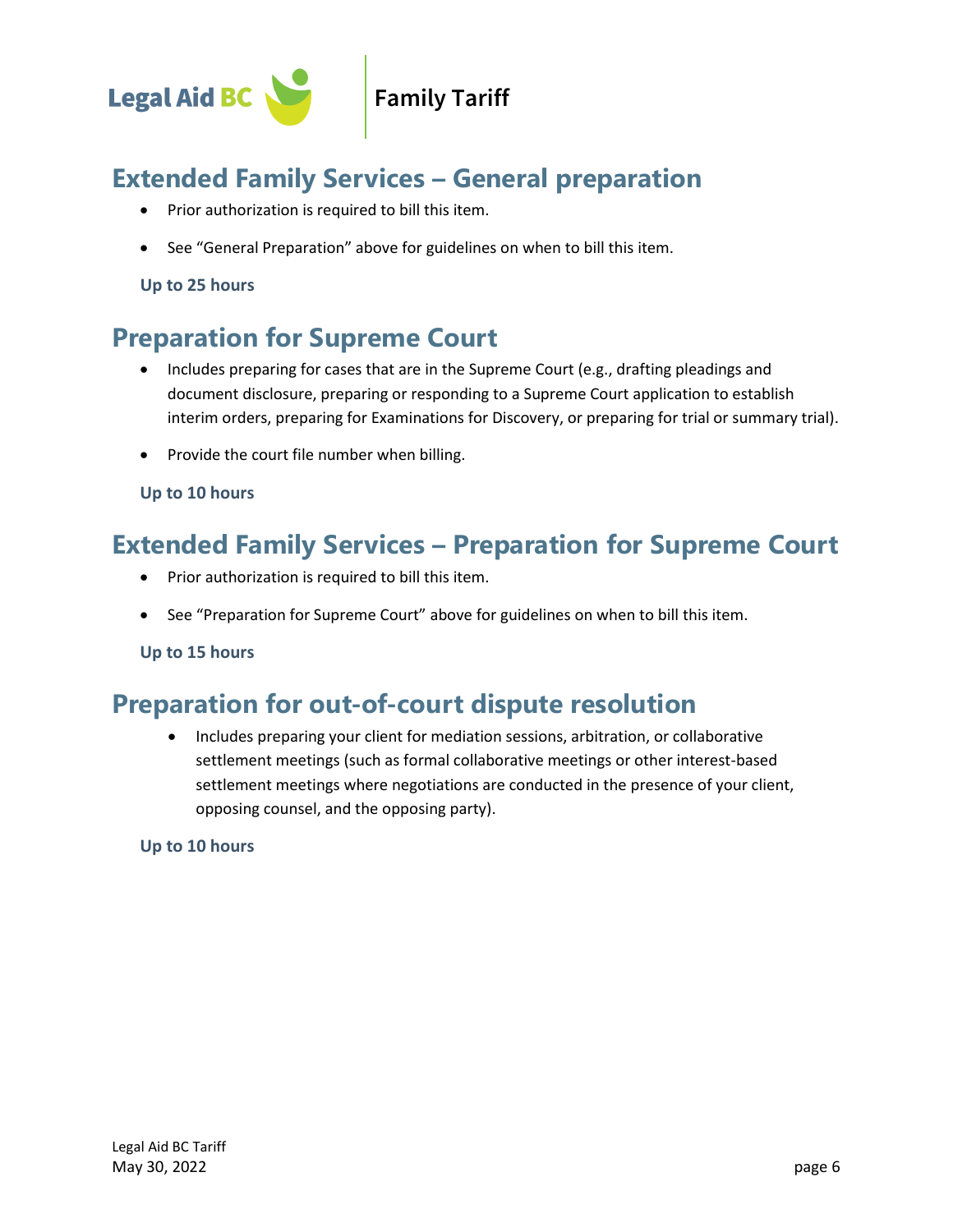## Extended Family Services – General preparation

- Prior authorization is required to bill this item.
- See "General Preparation" above for guidelines on when to bill this item.

**Up to 25 hours**

## Preparation for Supreme Court

- Includes preparing for cases that are in the Supreme Court (e.g., drafting pleadings and document disclosure, preparing or responding to a Supreme Court application to establish interim orders, preparing for Examinations for Discovery, or preparing for trial or summary trial).
- Provide the court file number when billing.

**Up to 10 hours**

## Extended Family Services – Preparation for Supreme Court

- Prior authorization is required to bill this item.
- See "Preparation for Supreme Court" above for guidelines on when to bill this item.

**Up to 15 hours**

## Preparation for out-of-court dispute resolution

- Includes preparing your client for mediation sessions, arbitration, or collaborative settlement meetings (such as formal collaborative meetings or other interest-based settlement meetings where negotiations are conducted in the presence of your client, opposing counsel, and the opposing party).

**Up to 10 hours**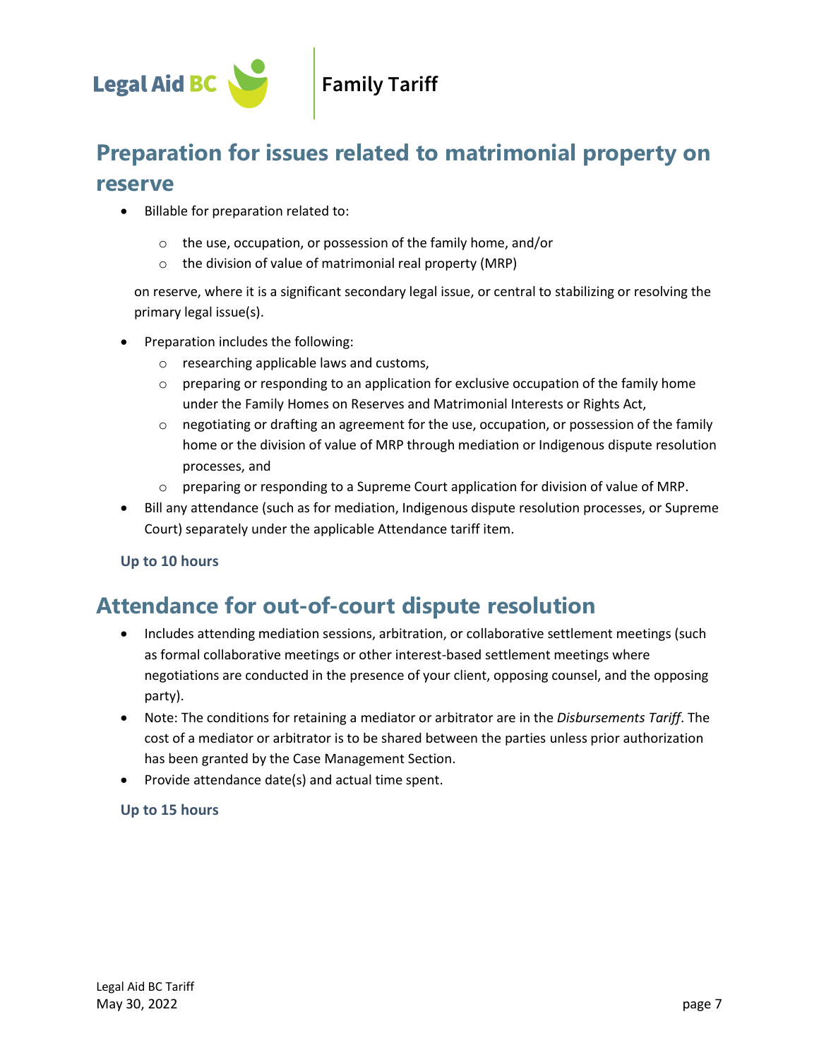## Preparation for issues related to matrimonial property on reserve

- Billable for preparation related to:
  - the use, occupation, or possession of the family home, and/or
  - the division of value of matrimonial real property (MRP)

  on reserve, where it is a significant secondary legal issue, or central to stabilizing or resolving the primary legal issue(s).

- Preparation includes the following:
  - researching applicable laws and customs,
  - preparing or responding to an application for exclusive occupation of the family home under the Family Homes on Reserves and Matrimonial Interests or Rights Act,
  - negotiating or drafting an agreement for the use, occupation, or possession of the family home or the division of value of MRP through mediation or Indigenous dispute resolution processes, and
  - preparing or responding to a Supreme Court application for division of value of MRP.
- Bill any attendance (such as for mediation, Indigenous dispute resolution processes, or Supreme Court) separately under the applicable Attendance tariff item.

**Up to 10 hours**

## Attendance for out-of-court dispute resolution

- Includes attending mediation sessions, arbitration, or collaborative settlement meetings (such as formal collaborative meetings or other interest-based settlement meetings where negotiations are conducted in the presence of your client, opposing counsel, and the opposing party).
- Note: The conditions for retaining a mediator or arbitrator are in the *Disbursements Tariff*. The cost of a mediator or arbitrator is to be shared between the parties unless prior authorization has been granted by the Case Management Section.
- Provide attendance date(s) and actual time spent.

**Up to 15 hours**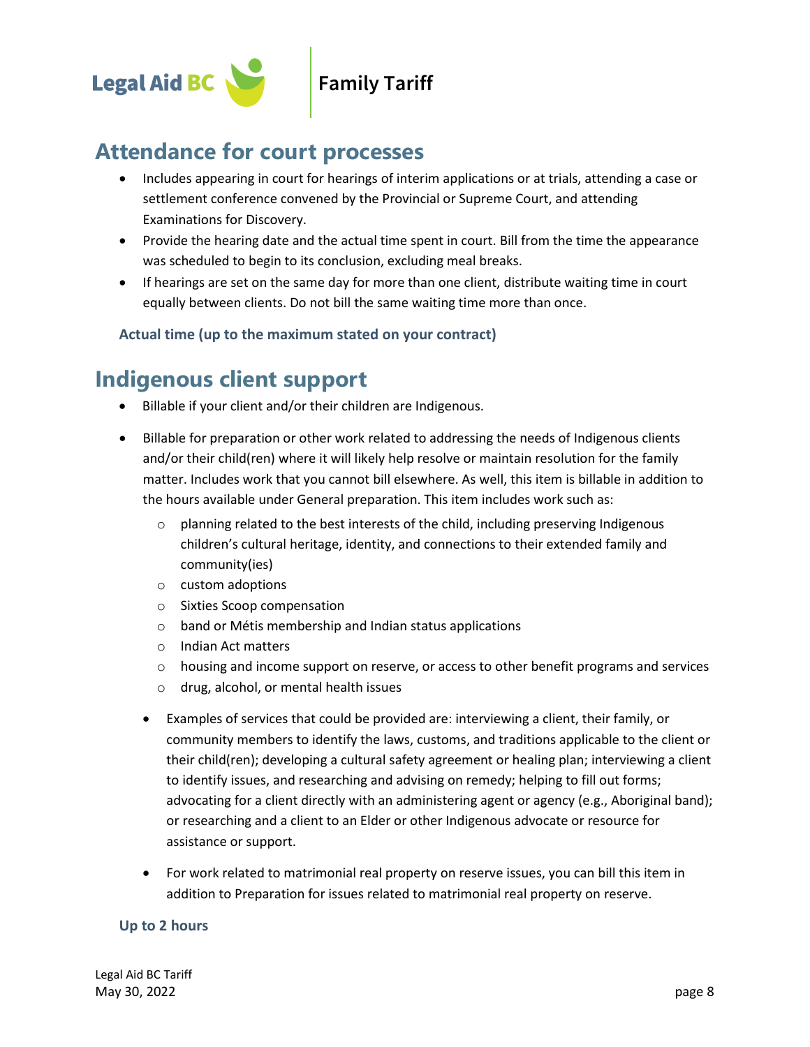## Attendance for court processes

- Includes appearing in court for hearings of interim applications or at trials, attending a case or settlement conference convened by the Provincial or Supreme Court, and attending Examinations for Discovery.
- Provide the hearing date and the actual time spent in court. Bill from the time the appearance was scheduled to begin to its conclusion, excluding meal breaks.
- If hearings are set on the same day for more than one client, distribute waiting time in court equally between clients. Do not bill the same waiting time more than once.

**Actual time (up to the maximum stated on your contract)**

## Indigenous client support

- Billable if your client and/or their children are Indigenous.
- Billable for preparation or other work related to addressing the needs of Indigenous clients and/or their child(ren) where it will likely help resolve or maintain resolution for the family matter. Includes work that you cannot bill elsewhere. As well, this item is billable in addition to the hours available under General preparation. This item includes work such as:
  - planning related to the best interests of the child, including preserving Indigenous children's cultural heritage, identity, and connections to their extended family and community(ies)
  - custom adoptions
  - Sixties Scoop compensation
  - band or Métis membership and Indian status applications
  - Indian Act matters
  - housing and income support on reserve, or access to other benefit programs and services
  - drug, alcohol, or mental health issues

  - Examples of services that could be provided are: interviewing a client, their family, or community members to identify the laws, customs, and traditions applicable to the client or their child(ren); developing a cultural safety agreement or healing plan; interviewing a client to identify issues, and researching and advising on remedy; helping to fill out forms; advocating for a client directly with an administering agent or agency (e.g., Aboriginal band); or researching and a client to an Elder or other Indigenous advocate or resource for assistance or support.

  - For work related to matrimonial real property on reserve issues, you can bill this item in addition to Preparation for issues related to matrimonial real property on reserve.

**Up to 2 hours**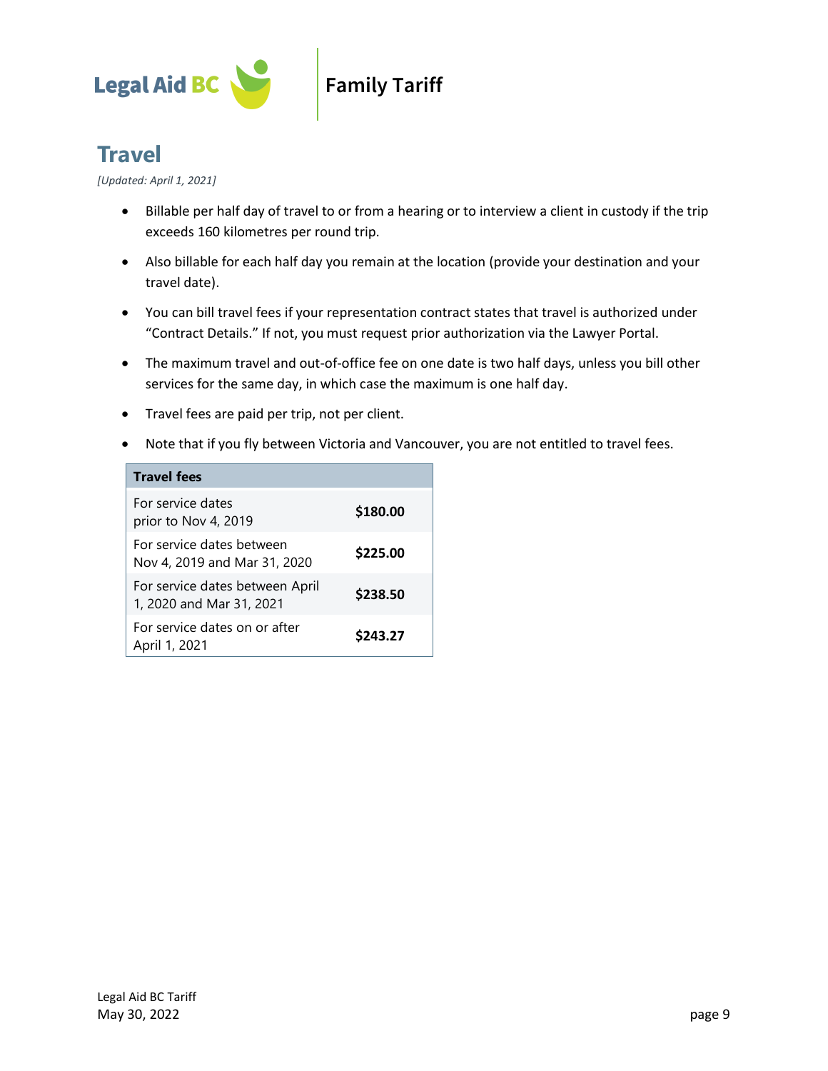## Travel

*[Updated: April 1, 2021]*

- Billable per half day of travel to or from a hearing or to interview a client in custody if the trip exceeds 160 kilometres per round trip.
- Also billable for each half day you remain at the location (provide your destination and your travel date).
- You can bill travel fees if your representation contract states that travel is authorized under "Contract Details." If not, you must request prior authorization via the Lawyer Portal.
- The maximum travel and out-of-office fee on one date is two half days, unless you bill other services for the same day, in which case the maximum is one half day.
- Travel fees are paid per trip, not per client.
- Note that if you fly between Victoria and Vancouver, you are not entitled to travel fees.

| Travel fees | |
|---|---|
| For service dates prior to Nov 4, 2019 | **$180.00** |
| For service dates between Nov 4, 2019 and Mar 31, 2020 | **$225.00** |
| For service dates between April 1, 2020 and Mar 31, 2021 | **$238.50** |
| For service dates on or after April 1, 2021 | **$243.27** |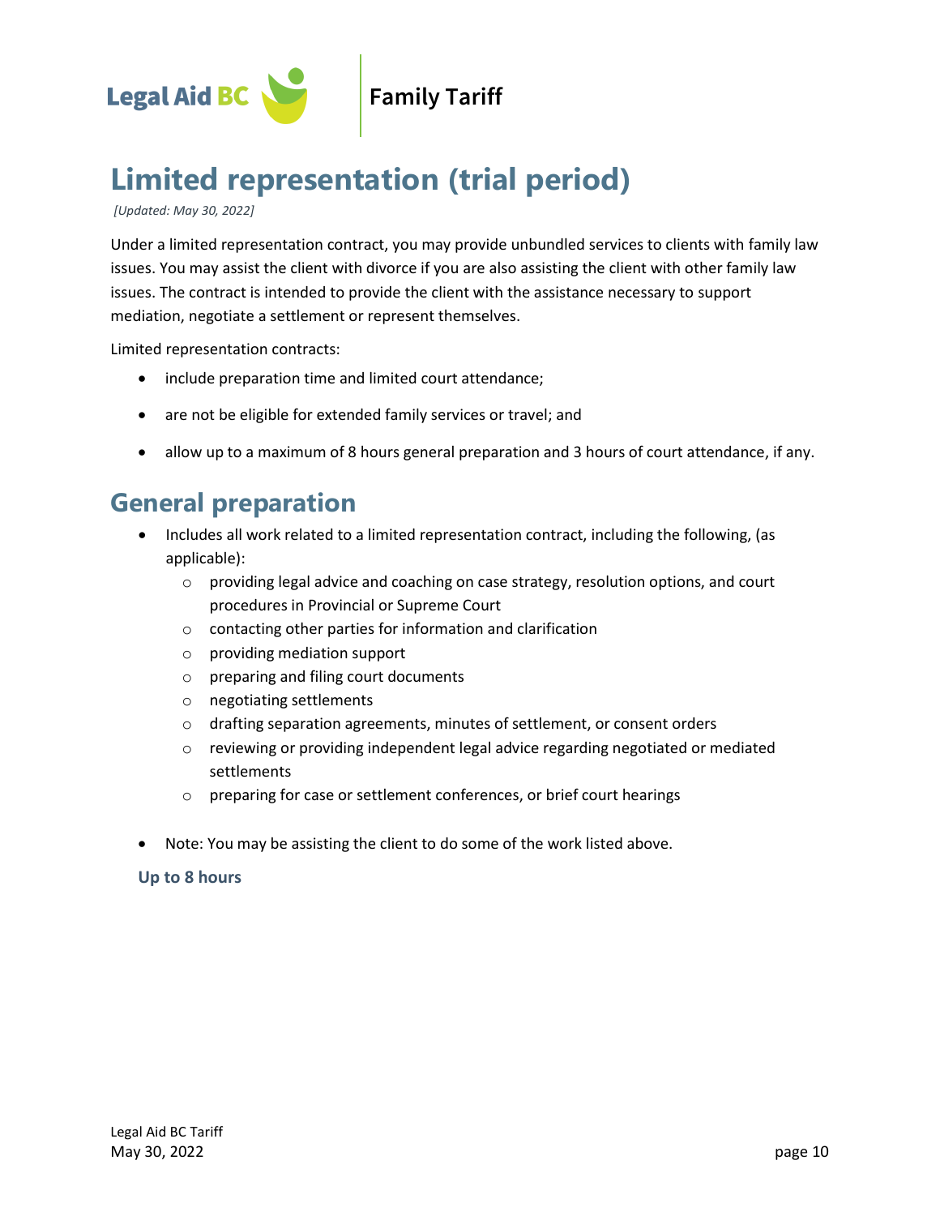# Limited representation (trial period)

*[Updated: May 30, 2022]*

Under a limited representation contract, you may provide unbundled services to clients with family law issues. You may assist the client with divorce if you are also assisting the client with other family law issues. The contract is intended to provide the client with the assistance necessary to support mediation, negotiate a settlement or represent themselves.

Limited representation contracts:

- include preparation time and limited court attendance;
- are not be eligible for extended family services or travel; and
- allow up to a maximum of 8 hours general preparation and 3 hours of court attendance, if any.

## General preparation

- Includes all work related to a limited representation contract, including the following, (as applicable):
  - providing legal advice and coaching on case strategy, resolution options, and court procedures in Provincial or Supreme Court
  - contacting other parties for information and clarification
  - providing mediation support
  - preparing and filing court documents
  - negotiating settlements
  - drafting separation agreements, minutes of settlement, or consent orders
  - reviewing or providing independent legal advice regarding negotiated or mediated settlements
  - preparing for case or settlement conferences, or brief court hearings
- Note: You may be assisting the client to do some of the work listed above.

**Up to 8 hours**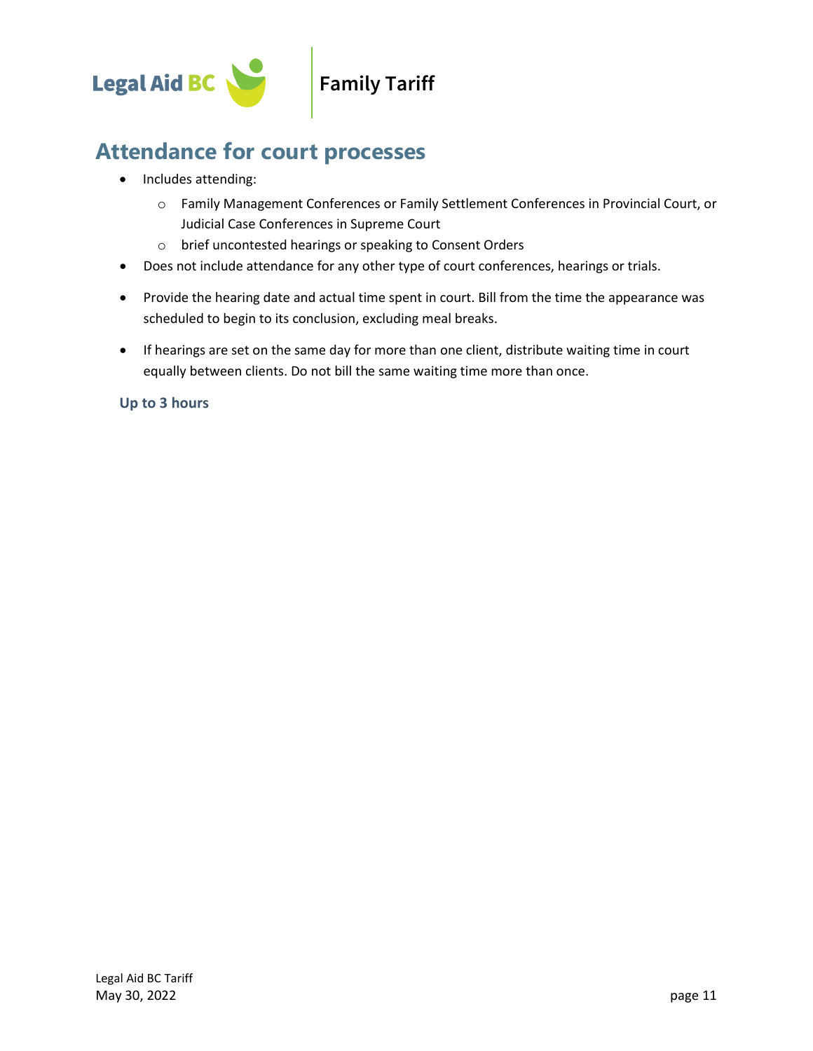## Attendance for court processes

- Includes attending:
  - Family Management Conferences or Family Settlement Conferences in Provincial Court, or Judicial Case Conferences in Supreme Court
  - brief uncontested hearings or speaking to Consent Orders
- Does not include attendance for any other type of court conferences, hearings or trials.
- Provide the hearing date and actual time spent in court. Bill from the time the appearance was scheduled to begin to its conclusion, excluding meal breaks.
- If hearings are set on the same day for more than one client, distribute waiting time in court equally between clients. Do not bill the same waiting time more than once.

**Up to 3 hours**